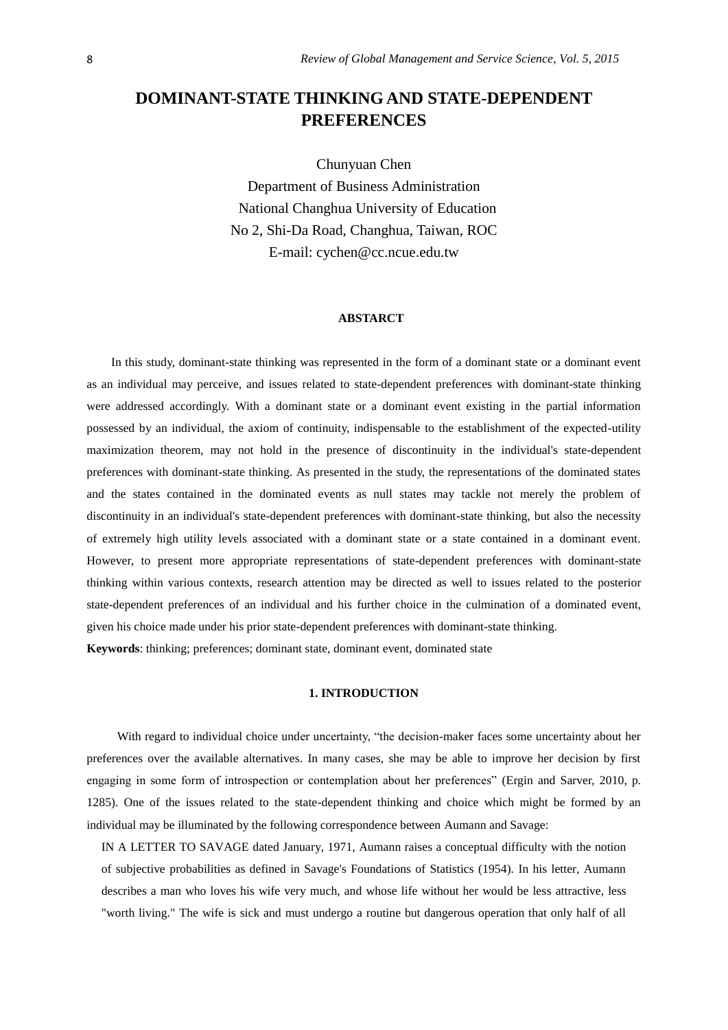# DOMINANT-STATE THINKING AND STATE-DEPENDENT PREFERENCES

Chunyuan Chen
Department of Business Administration
National Changhua University of Education
No 2, Shi-Da Road, Changhua, Taiwan, ROC
E-mail: cychen@cc.ncue.edu.tw

## ABSTARCT

In this study, dominant-state thinking was represented in the form of a dominant state or a dominant event as an individual may perceive, and issues related to state-dependent preferences with dominant-state thinking were addressed accordingly. With a dominant state or a dominant event existing in the partial information possessed by an individual, the axiom of continuity, indispensable to the establishment of the expected-utility maximization theorem, may not hold in the presence of discontinuity in the individual's state-dependent preferences with dominant-state thinking. As presented in the study, the representations of the dominated states and the states contained in the dominated events as null states may tackle not merely the problem of discontinuity in an individual's state-dependent preferences with dominant-state thinking, but also the necessity of extremely high utility levels associated with a dominant state or a state contained in a dominant event. However, to present more appropriate representations of state-dependent preferences with dominant-state thinking within various contexts, research attention may be directed as well to issues related to the posterior state-dependent preferences of an individual and his further choice in the culmination of a dominated event, given his choice made under his prior state-dependent preferences with dominant-state thinking.

**Keywords**: thinking; preferences; dominant state, dominant event, dominated state

## 1. INTRODUCTION

With regard to individual choice under uncertainty, "the decision-maker faces some uncertainty about her preferences over the available alternatives. In many cases, she may be able to improve her decision by first engaging in some form of introspection or contemplation about her preferences" (Ergin and Sarver, 2010, p. 1285). One of the issues related to the state-dependent thinking and choice which might be formed by an individual may be illuminated by the following correspondence between Aumann and Savage:

> IN A LETTER TO SAVAGE dated January, 1971, Aumann raises a conceptual difficulty with the notion of subjective probabilities as defined in Savage's Foundations of Statistics (1954). In his letter, Aumann describes a man who loves his wife very much, and whose life without her would be less attractive, less "worth living." The wife is sick and must undergo a routine but dangerous operation that only half of all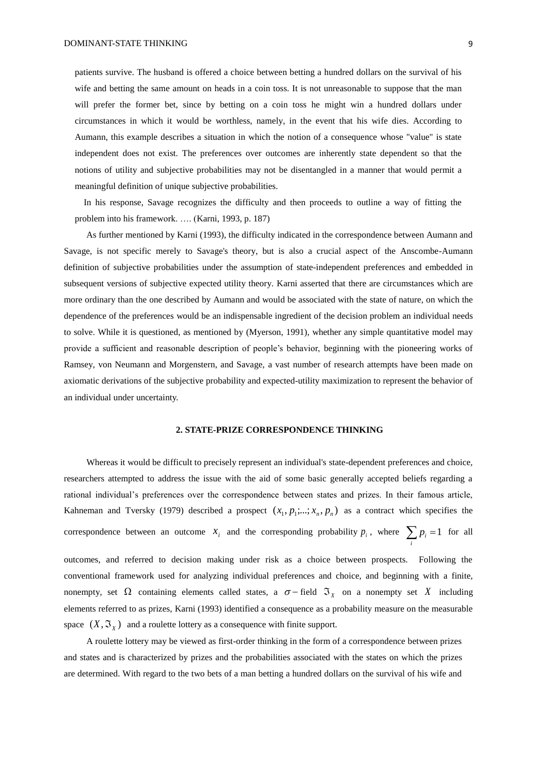patients survive. The husband is offered a choice between betting a hundred dollars on the survival of his wife and betting the same amount on heads in a coin toss. It is not unreasonable to suppose that the man will prefer the former bet, since by betting on a coin toss he might win a hundred dollars under circumstances in which it would be worthless, namely, in the event that his wife dies. According to Aumann, this example describes a situation in which the notion of a consequence whose "value" is state independent does not exist. The preferences over outcomes are inherently state dependent so that the notions of utility and subjective probabilities may not be disentangled in a manner that would permit a meaningful definition of unique subjective probabilities.

In his response, Savage recognizes the difficulty and then proceeds to outline a way of fitting the problem into his framework. …. (Karni, 1993, p. 187)

As further mentioned by Karni (1993), the difficulty indicated in the correspondence between Aumann and Savage, is not specific merely to Savage's theory, but is also a crucial aspect of the Anscombe-Aumann definition of subjective probabilities under the assumption of state-independent preferences and embedded in subsequent versions of subjective expected utility theory. Karni asserted that there are circumstances which are more ordinary than the one described by Aumann and would be associated with the state of nature, on which the dependence of the preferences would be an indispensable ingredient of the decision problem an individual needs to solve. While it is questioned, as mentioned by (Myerson, 1991), whether any simple quantitative model may provide a sufficient and reasonable description of people's behavior, beginning with the pioneering works of Ramsey, von Neumann and Morgenstern, and Savage, a vast number of research attempts have been made on axiomatic derivations of the subjective probability and expected-utility maximization to represent the behavior of an individual under uncertainty.

## 2. STATE-PRIZE CORRESPONDENCE THINKING

Whereas it would be difficult to precisely represent an individual's state-dependent preferences and choice, researchers attempted to address the issue with the aid of some basic generally accepted beliefs regarding a rational individual's preferences over the correspondence between states and prizes. In their famous article, Kahneman and Tversky (1979) described a prospect $(x_1, p_1;...; x_n, p_n)$ as a contract which specifies the correspondence between an outcome $x_i$ and the corresponding probability $p_i$, where $\sum_i p_i = 1$ for all outcomes, and referred to decision making under risk as a choice between prospects. Following the conventional framework used for analyzing individual preferences and choice, and beginning with a finite, nonempty, set $\Omega$ containing elements called states, a $\sigma-$field $\Im_X$ on a nonempty set $X$ including elements referred to as prizes, Karni (1993) identified a consequence as a probability measure on the measurable space $(X, \Im_X)$ and a roulette lottery as a consequence with finite support.

A roulette lottery may be viewed as first-order thinking in the form of a correspondence between prizes and states and is characterized by prizes and the probabilities associated with the states on which the prizes are determined. With regard to the two bets of a man betting a hundred dollars on the survival of his wife and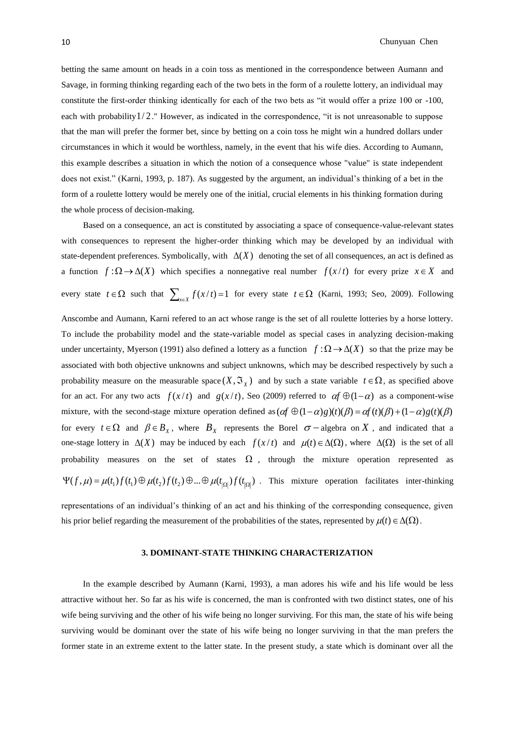betting the same amount on heads in a coin toss as mentioned in the correspondence between Aumann and Savage, in forming thinking regarding each of the two bets in the form of a roulette lottery, an individual may constitute the first-order thinking identically for each of the two bets as "it would offer a prize 100 or -100, each with probability $1/2$." However, as indicated in the correspondence, "it is not unreasonable to suppose that the man will prefer the former bet, since by betting on a coin toss he might win a hundred dollars under circumstances in which it would be worthless, namely, in the event that his wife dies. According to Aumann, this example describes a situation in which the notion of a consequence whose "value" is state independent does not exist." (Karni, 1993, p. 187). As suggested by the argument, an individual's thinking of a bet in the form of a roulette lottery would be merely one of the initial, crucial elements in his thinking formation during the whole process of decision-making.

Based on a consequence, an act is constituted by associating a space of consequence-value-relevant states with consequences to represent the higher-order thinking which may be developed by an individual with state-dependent preferences. Symbolically, with $\Delta(X)$ denoting the set of all consequences, an act is defined as a function $f:\Omega \to \Delta(X)$ which specifies a nonnegative real number $f(x/t)$ for every prize $x \in X$ and every state $t \in \Omega$ such that $\sum_{x \in X} f(x/t) = 1$ for every state $t \in \Omega$ (Karni, 1993; Seo, 2009). Following Anscombe and Aumann, Karni refered to an act whose range is the set of all roulette lotteries by a horse lottery. To include the probability model and the state-variable model as special cases in analyzing decision-making under uncertainty, Myerson (1991) also defined a lottery as a function $f:\Omega \to \Delta(X)$ so that the prize may be associated with both objective unknowns and subject unknowns, which may be described respectively by such a probability measure on the measurable space $(X, \Im_X)$ and by such a state variable $t \in \Omega$, as specified above for an act. For any two acts $f(x/t)$ and $g(x/t)$, Seo (2009) referred to $\alpha f \oplus (1-\alpha)$ as a component-wise mixture, with the second-stage mixture operation defined as $(\alpha f \oplus (1-\alpha)g)(t)(\beta) = \alpha f(t)(\beta) + (1-\alpha)g(t)(\beta)$ for every $t \in \Omega$ and $\beta \in B_X$, where $B_X$ represents the Borel $\sigma-$algebra on $X$, and indicated that a one-stage lottery in $\Delta(X)$ may be induced by each $f(x/t)$ and $\mu(t) \in \Delta(\Omega)$, where $\Delta(\Omega)$ is the set of all probability measures on the set of states $\Omega$, through the mixture operation represented as $\Psi(f,\mu) = \mu(t_1)f(t_1) \oplus \mu(t_2)f(t_2) \oplus ... \oplus \mu(t_{|\Omega|})f(t_{|\Omega|})$. This mixture operation facilitates inter-thinking representations of an individual's thinking of an act and his thinking of the corresponding consequence, given his prior belief regarding the measurement of the probabilities of the states, represented by $\mu(t) \in \Delta(\Omega)$.

## 3. DOMINANT-STATE THINKING CHARACTERIZATION

In the example described by Aumann (Karni, 1993), a man adores his wife and his life would be less attractive without her. So far as his wife is concerned, the man is confronted with two distinct states, one of his wife being surviving and the other of his wife being no longer surviving. For this man, the state of his wife being surviving would be dominant over the state of his wife being no longer surviving in that the man prefers the former state in an extreme extent to the latter state. In the present study, a state which is dominant over all the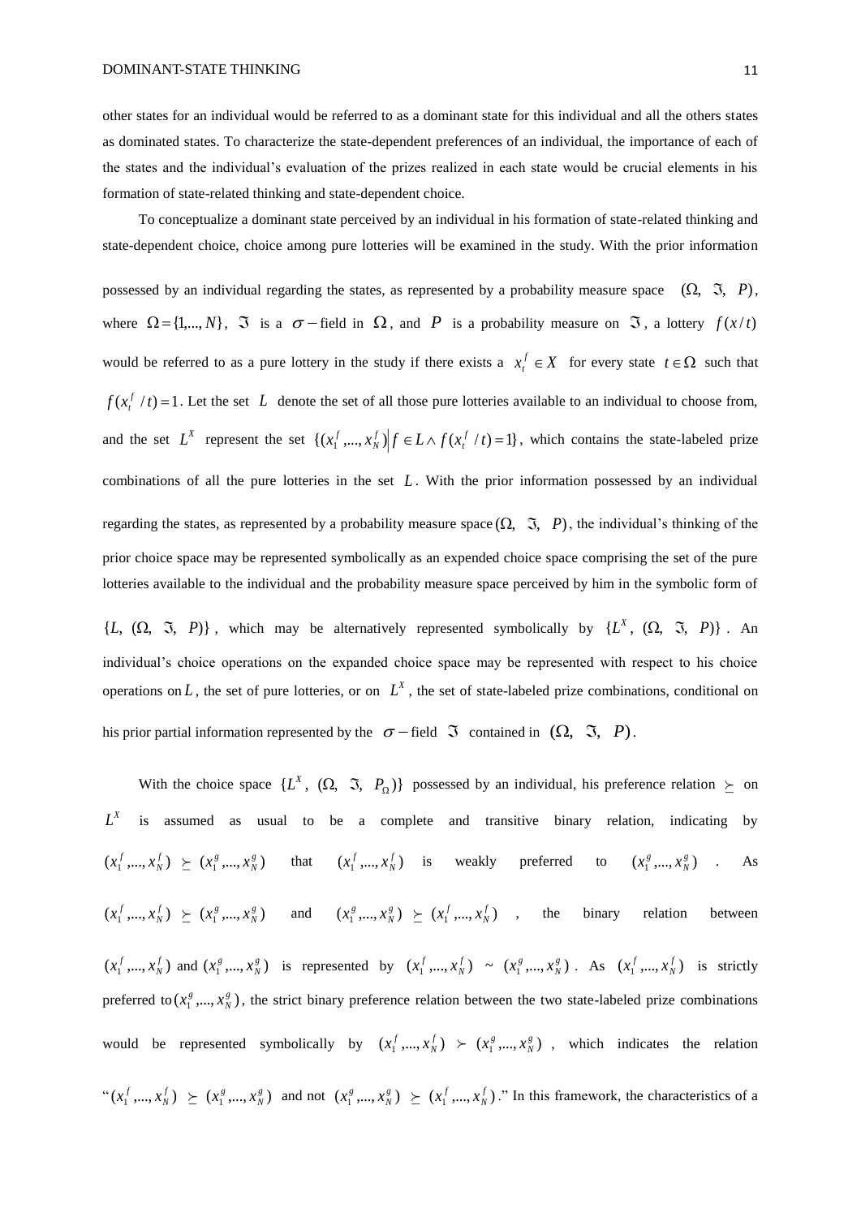other states for an individual would be referred to as a dominant state for this individual and all the others states as dominated states. To characterize the state-dependent preferences of an individual, the importance of each of the states and the individual's evaluation of the prizes realized in each state would be crucial elements in his formation of state-related thinking and state-dependent choice.

To conceptualize a dominant state perceived by an individual in his formation of state-related thinking and state-dependent choice, choice among pure lotteries will be examined in the study. With the prior information possessed by an individual regarding the states, as represented by a probability measure space $(\Omega,\ \Im,\ P)$, where $\Omega = \{1,...,N\}$, $\Im$ is a $\sigma-$field in $\Omega$, and $P$ is a probability measure on $\Im$, a lottery $f(x/t)$ would be referred to as a pure lottery in the study if there exists a $x_t^f \in X$ for every state $t \in \Omega$ such that $f(x_t^f / t) = 1$. Let the set $L$ denote the set of all those pure lotteries available to an individual to choose from, and the set $L^X$ represent the set $\{(x_1^f,...,x_N^f) \mid f \in L \wedge f(x_t^f / t) = 1\}$, which contains the state-labeled prize combinations of all the pure lotteries in the set $L$. With the prior information possessed by an individual regarding the states, as represented by a probability measure space $(\Omega,\ \Im,\ P)$, the individual's thinking of the prior choice space may be represented symbolically as an expended choice space comprising the set of the pure lotteries available to the individual and the probability measure space perceived by him in the symbolic form of $\{L,\ (\Omega,\ \Im,\ P)\}$, which may be alternatively represented symbolically by $\{L^X,\ (\Omega,\ \Im,\ P)\}$. An individual's choice operations on the expanded choice space may be represented with respect to his choice operations on $L$, the set of pure lotteries, or on $L^X$, the set of state-labeled prize combinations, conditional on his prior partial information represented by the $\sigma-$field $\Im$ contained in $(\Omega,\ \Im,\ P)$.

With the choice space $\{L^X,\ (\Omega,\ \Im,\ P_\Omega)\}$ possessed by an individual, his preference relation $\succeq$ on $L^X$ is assumed as usual to be a complete and transitive binary relation, indicating by $(x_1^f,...,x_N^f) \succeq (x_1^g,...,x_N^g)$ that $(x_1^f,...,x_N^f)$ is weakly preferred to $(x_1^g,...,x_N^g)$. As $(x_1^f,...,x_N^f) \succeq (x_1^g,...,x_N^g)$ and $(x_1^g,...,x_N^g) \succeq (x_1^f,...,x_N^f)$, the binary relation between $(x_1^f,...,x_N^f)$ and $(x_1^g,...,x_N^g)$ is represented by $(x_1^f,...,x_N^f) \sim (x_1^g,...,x_N^g)$. As $(x_1^f,...,x_N^f)$ is strictly preferred to $(x_1^g,...,x_N^g)$, the strict binary preference relation between the two state-labeled prize combinations would be represented symbolically by $(x_1^f,...,x_N^f) \succ (x_1^g,...,x_N^g)$, which indicates the relation "$(x_1^f,...,x_N^f) \succeq (x_1^g,...,x_N^g)$ and not $(x_1^g,...,x_N^g) \succeq (x_1^f,...,x_N^f)$." In this framework, the characteristics of a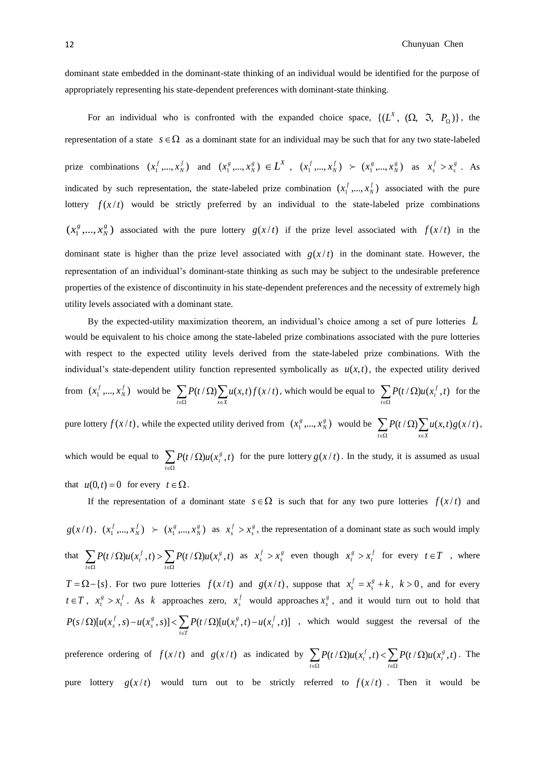dominant state embedded in the dominant-state thinking of an individual would be identified for the purpose of appropriately representing his state-dependent preferences with dominant-state thinking.

For an individual who is confronted with the expanded choice space, $\{(L^X,\ (\Omega,\ \Im,\ P_\Omega)\}$, the representation of a state $s \in \Omega$ as a dominant state for an individual may be such that for any two state-labeled prize combinations $(x_1^f,...,x_N^f)$ and $(x_1^g,...,x_N^g) \in L^X$, $(x_1^f,...,x_N^f) \succ (x_1^g,...,x_N^g)$ as $x_s^f > x_s^g$. As indicated by such representation, the state-labeled prize combination $(x_1^f,...,x_N^f)$ associated with the pure lottery $f(x/t)$ would be strictly preferred by an individual to the state-labeled prize combinations $(x_1^g,...,x_N^g)$ associated with the pure lottery $g(x/t)$ if the prize level associated with $f(x/t)$ in the dominant state is higher than the prize level associated with $g(x/t)$ in the dominant state. However, the representation of an individual's dominant-state thinking as such may be subject to the undesirable preference properties of the existence of discontinuity in his state-dependent preferences and the necessity of extremely high utility levels associated with a dominant state.

By the expected-utility maximization theorem, an individual's choice among a set of pure lotteries $L$ would be equivalent to his choice among the state-labeled prize combinations associated with the pure lotteries with respect to the expected utility levels derived from the state-labeled prize combinations. With the individual's state-dependent utility function represented symbolically as $u(x,t)$, the expected utility derived from $(x_1^f,...,x_N^f)$ would be $\sum_{t\in\Omega} P(t/\Omega)\sum_{x\in X} u(x,t) f(x/t)$, which would be equal to $\sum_{t\in\Omega} P(t/\Omega)u(x_t^f,t)$ for the pure lottery $f(x/t)$, while the expected utility derived from $(x_1^g,...,x_N^g)$ would be $\sum_{t\in\Omega} P(t/\Omega)\sum_{x\in X} u(x,t) g(x/t)$, which would be equal to $\sum_{t\in\Omega} P(t/\Omega)u(x_t^g,t)$ for the pure lottery $g(x/t)$. In the study, it is assumed as usual that $u(0,t)=0$ for every $t \in \Omega$.

If the representation of a dominant state $s \in \Omega$ is such that for any two pure lotteries $f(x/t)$ and $g(x/t)$, $(x_1^f,...,x_N^f) \succ (x_1^g,...,x_N^g)$ as $x_s^f > x_s^g$, the representation of a dominant state as such would imply that $\sum_{t\in\Omega} P(t/\Omega)u(x_t^f,t) > \sum_{t\in\Omega} P(t/\Omega)u(x_t^g,t)$ as $x_s^f > x_s^g$ even though $x_t^g > x_t^f$ for every $t \in T$, where $T = \Omega - \{s\}$. For two pure lotteries $f(x/t)$ and $g(x/t)$, suppose that $x_s^f = x_s^g + k$, $k > 0$, and for every $t \in T$, $x_t^g > x_t^f$. As $k$ approaches zero, $x_s^f$ would approaches $x_s^g$, and it would turn out to hold that $P(s/\Omega)[u(x_s^f,s) - u(x_s^g,s)] < \sum_{t\in T} P(t/\Omega)[u(x_t^g,t) - u(x_t^f,t)]$, which would suggest the reversal of the preference ordering of $f(x/t)$ and $g(x/t)$ as indicated by $\sum_{t\in\Omega} P(t/\Omega)u(x_t^f,t) < \sum_{t\in\Omega} P(t/\Omega)u(x_t^g,t)$. The pure lottery $g(x/t)$ would turn out to be strictly referred to $f(x/t)$. Then it would be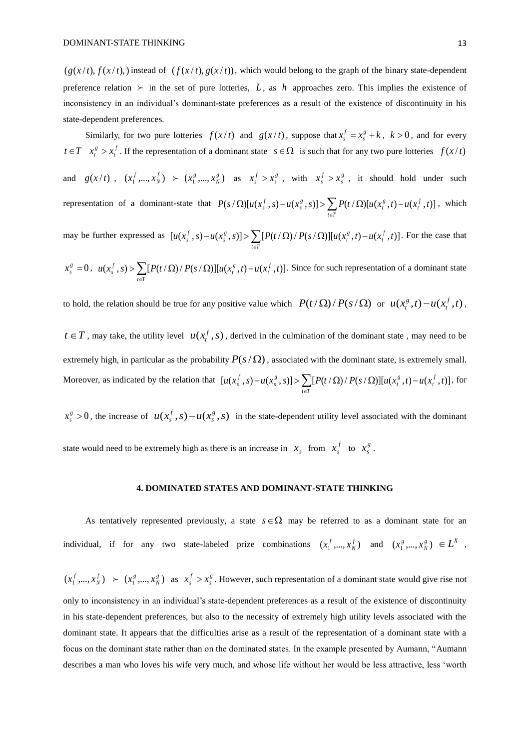$(g(x/t), f(x/t),)$ instead of $(f(x/t), g(x/t))$, which would belong to the graph of the binary state-dependent preference relation $\succ$ in the set of pure lotteries, $L$, as $h$ approaches zero. This implies the existence of inconsistency in an individual's dominant-state preferences as a result of the existence of discontinuity in his state-dependent preferences.

Similarly, for two pure lotteries $f(x/t)$ and $g(x/t)$, suppose that $x_s^f = x_s^g + k$, $k > 0$, and for every $t \in T$ $x_t^g > x_t^f$. If the representation of a dominant state $s \in \Omega$ is such that for any two pure lotteries $f(x/t)$ and $g(x/t)$, $(x_1^f,...,x_N^f) \succ (x_1^g,...,x_N^g)$ as $x_s^f > x_s^g$, with $x_s^f > x_s^g$, it should hold under such representation of a dominant-state that $P(s/\Omega)[u(x_s^f, s) - u(x_s^g, s)] > \sum_{t \in T} P(t/\Omega)[u(x_t^g, t) - u(x_t^f, t)]$, which may be further expressed as $[u(x_s^f, s) - u(x_s^g, s)] > \sum_{t \in T}[P(t/\Omega)/P(s/\Omega)][u(x_t^g, t) - u(x_t^f, t)]$. For the case that $x_s^g = 0$, $u(x_s^f, s) > \sum_{t \in T}[P(t/\Omega)/P(s/\Omega)][u(x_t^g, t) - u(x_t^f, t)]$. Since for such representation of a dominant state to hold, the relation should be true for any positive value which $P(t/\Omega)/P(s/\Omega)$ or $u(x_t^g, t) - u(x_t^f, t)$, $t \in T$, may take, the utility level $u(x_t^f, s)$, derived in the culmination of the dominant state , may need to be extremely high, in particular as the probability $P(s/\Omega)$, associated with the dominant state, is extremely small. Moreover, as indicated by the relation that $[u(x_s^f, s) - u(x_s^g, s)] > \sum_{t \in T}[P(t/\Omega)/P(s/\Omega)][u(x_t^g, t) - u(x_t^f, t)]$, for $x_s^g > 0$, the increase of $u(x_s^f, s) - u(x_s^g, s)$ in the state-dependent utility level associated with the dominant state would need to be extremely high as there is an increase in $x_s$ from $x_s^f$ to $x_s^g$.

#### 4. DOMINATED STATES AND DOMINANT-STATE THINKING

As tentatively represented previously, a state $s \in \Omega$ may be referred to as a dominant state for an individual, if for any two state-labeled prize combinations $(x_1^f,...,x_N^f)$ and $(x_1^g,...,x_N^g) \in L^X$, $(x_1^f,...,x_N^f) \succ (x_1^g,...,x_N^g)$ as $x_s^f > x_s^g$. However, such representation of a dominant state would give rise not only to inconsistency in an individual's state-dependent preferences as a result of the existence of discontinuity in his state-dependent preferences, but also to the necessity of extremely high utility levels associated with the dominant state. It appears that the difficulties arise as a result of the representation of a dominant state with a focus on the dominant state rather than on the dominated states. In the example presented by Aumann, "Aumann describes a man who loves his wife very much, and whose life without her would be less attractive, less 'worth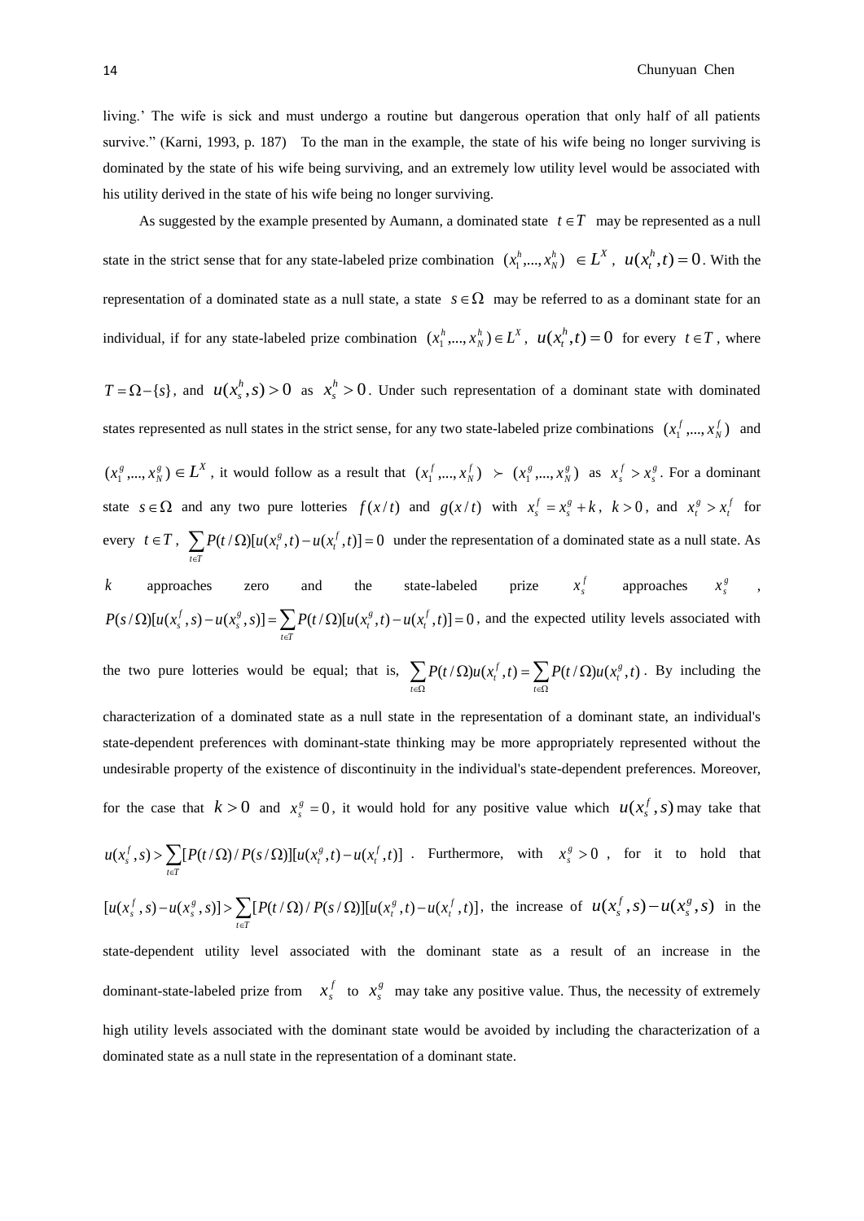living.' The wife is sick and must undergo a routine but dangerous operation that only half of all patients survive." (Karni, 1993, p. 187) To the man in the example, the state of his wife being no longer surviving is dominated by the state of his wife being surviving, and an extremely low utility level would be associated with his utility derived in the state of his wife being no longer surviving.

As suggested by the example presented by Aumann, a dominated state $t \in T$ may be represented as a null state in the strict sense that for any state-labeled prize combination $(x_1^h,...,x_N^h) \in L^X$, $u(x_t^h,t)=0$. With the representation of a dominated state as a null state, a state $s \in \Omega$ may be referred to as a dominant state for an individual, if for any state-labeled prize combination $(x_1^h,...,x_N^h) \in L^X$, $u(x_t^h,t)=0$ for every $t \in T$, where $T = \Omega - \{s\}$, and $u(x_s^h,s)>0$ as $x_s^h > 0$. Under such representation of a dominant state with dominated states represented as null states in the strict sense, for any two state-labeled prize combinations $(x_1^f,...,x_N^f)$ and $(x_1^g,...,x_N^g) \in L^X$, it would follow as a result that $(x_1^f,...,x_N^f) \succ (x_1^g,...,x_N^g)$ as $x_s^f > x_s^g$. For a dominant state $s \in \Omega$ and any two pure lotteries $f(x/t)$ and $g(x/t)$ with $x_s^f = x_s^g + k$, $k>0$, and $x_t^g > x_t^f$ for every $t \in T$, $\sum_{t\in T} P(t/\Omega)[u(x_t^g,t)-u(x_t^f,t)]=0$ under the representation of a dominated state as a null state. As $k$ approaches zero and the state-labeled prize $x_s^f$ approaches $x_s^g$, $P(s/\Omega)[u(x_s^f,s)-u(x_s^g,s)] = \sum_{t\in T} P(t/\Omega)[u(x_t^g,t)-u(x_t^f,t)]=0$, and the expected utility levels associated with the two pure lotteries would be equal; that is, $\sum_{t\in\Omega} P(t/\Omega)u(x_t^f,t) = \sum_{t\in\Omega} P(t/\Omega)u(x_t^g,t)$. By including the characterization of a dominated state as a null state in the representation of a dominant state, an individual's state-dependent preferences with dominant-state thinking may be more appropriately represented without the undesirable property of the existence of discontinuity in the individual's state-dependent preferences. Moreover, for the case that $k>0$ and $x_s^g = 0$, it would hold for any positive value which $u(x_s^f,s)$ may take that $u(x_s^f,s) > \sum_{t\in T}[P(t/\Omega)/P(s/\Omega)][u(x_t^g,t)-u(x_t^f,t)]$. Furthermore, with $x_s^g > 0$, for it to hold that $[u(x_s^f,s)-u(x_s^g,s)] > \sum_{t\in T}[P(t/\Omega)/P(s/\Omega)][u(x_t^g,t)-u(x_t^f,t)]$, the increase of $u(x_s^f,s)-u(x_s^g,s)$ in the state-dependent utility level associated with the dominant state as a result of an increase in the dominant-state-labeled prize from $x_s^f$ to $x_s^g$ may take any positive value. Thus, the necessity of extremely high utility levels associated with the dominant state would be avoided by including the characterization of a dominated state as a null state in the representation of a dominant state.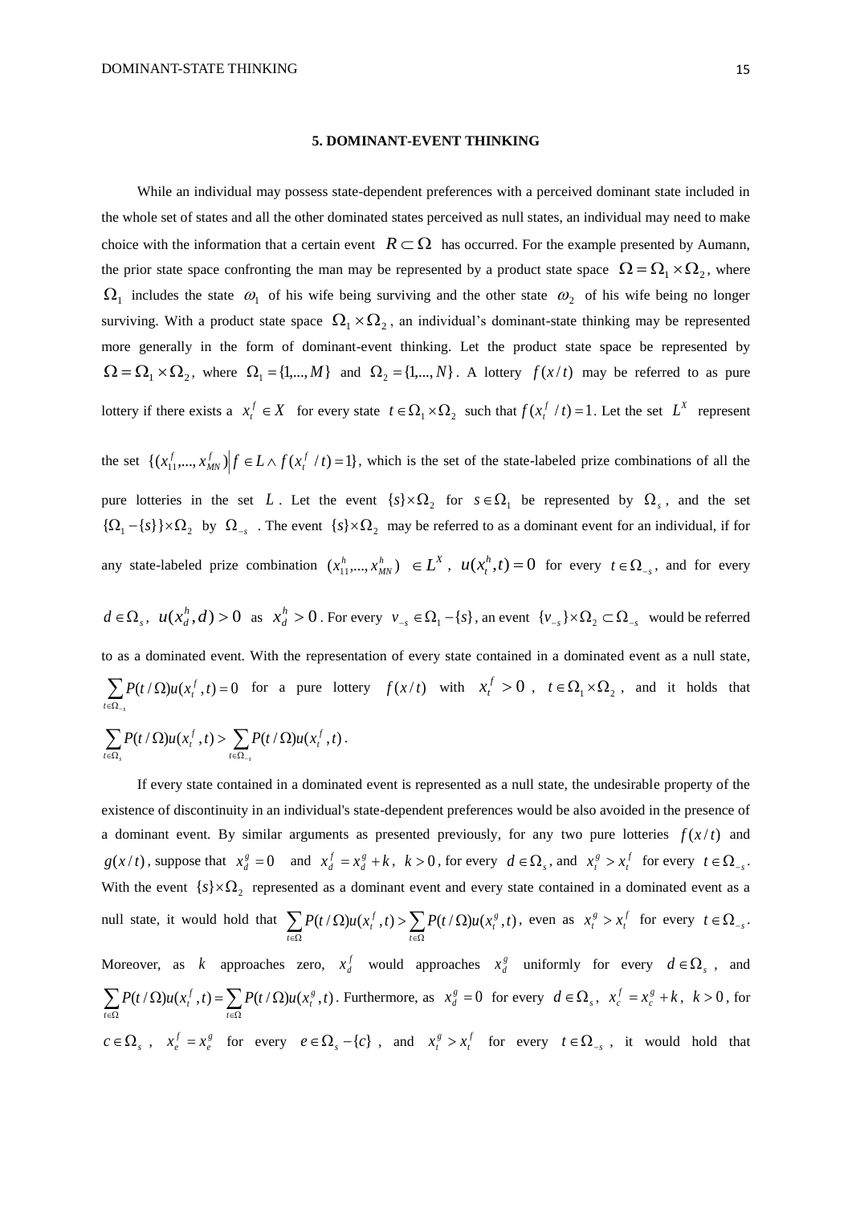## 5. DOMINANT-EVENT THINKING

While an individual may possess state-dependent preferences with a perceived dominant state included in the whole set of states and all the other dominated states perceived as null states, an individual may need to make choice with the information that a certain event $R \subset \Omega$ has occurred. For the example presented by Aumann, the prior state space confronting the man may be represented by a product state space $\Omega = \Omega_1 \times \Omega_2$, where $\Omega_1$ includes the state $\omega_1$ of his wife being surviving and the other state $\omega_2$ of his wife being no longer surviving. With a product state space $\Omega_1 \times \Omega_2$, an individual's dominant-state thinking may be represented more generally in the form of dominant-event thinking. Let the product state space be represented by $\Omega = \Omega_1 \times \Omega_2$, where $\Omega_1 = \{1,..., M\}$ and $\Omega_2 = \{1,..., N\}$. A lottery $f(x/t)$ may be referred to as pure lottery if there exists a $x_t^f \in X$ for every state $t \in \Omega_1 \times \Omega_2$ such that $f(x_t^f / t) = 1$. Let the set $L^X$ represent the set $\{(x_{11}^f,..., x_{MN}^f) \,|\, f \in L \wedge f(x_t^f / t) = 1\}$, which is the set of the state-labeled prize combinations of all the pure lotteries in the set $L$. Let the event $\{s\} \times \Omega_2$ for $s \in \Omega_1$ be represented by $\Omega_s$, and the set $\{\Omega_1 - \{s\}\} \times \Omega_2$ by $\Omega_{-s}$. The event $\{s\} \times \Omega_2$ may be referred to as a dominant event for an individual, if for any state-labeled prize combination $(x_{11}^h,..., x_{MN}^h) \in L^X$, $u(x_t^h, t) = 0$ for every $t \in \Omega_{-s}$, and for every $d \in \Omega_s$, $u(x_d^h, d) > 0$ as $x_d^h > 0$. For every $v_{-s} \in \Omega_1 - \{s\}$, an event $\{v_{-s}\} \times \Omega_2 \subset \Omega_{-s}$ would be referred to as a dominated event. With the representation of every state contained in a dominated event as a null state, $\sum_{t \in \Omega_{-s}} P(t/\Omega) u(x_t^f, t) = 0$ for a pure lottery $f(x/t)$ with $x_t^f > 0$, $t \in \Omega_1 \times \Omega_2$, and it holds that $\sum_{t \in \Omega_s} P(t/\Omega) u(x_t^f, t) > \sum_{t \in \Omega_{-s}} P(t/\Omega) u(x_t^f, t)$.

If every state contained in a dominated event is represented as a null state, the undesirable property of the existence of discontinuity in an individual's state-dependent preferences would be also avoided in the presence of a dominant event. By similar arguments as presented previously, for any two pure lotteries $f(x/t)$ and $g(x/t)$, suppose that $x_d^g = 0$ and $x_d^f = x_d^g + k$, $k > 0$, for every $d \in \Omega_s$, and $x_t^g > x_t^f$ for every $t \in \Omega_{-s}$. With the event $\{s\} \times \Omega_2$ represented as a dominant event and every state contained in a dominated event as a null state, it would hold that $\sum_{t \in \Omega} P(t/\Omega) u(x_t^f, t) > \sum_{t \in \Omega} P(t/\Omega) u(x_t^g, t)$, even as $x_t^g > x_t^f$ for every $t \in \Omega_{-s}$. Moreover, as $k$ approaches zero, $x_d^f$ would approaches $x_d^g$ uniformly for every $d \in \Omega_s$, and $\sum_{t \in \Omega} P(t/\Omega) u(x_t^f, t) = \sum_{t \in \Omega} P(t/\Omega) u(x_t^g, t)$. Furthermore, as $x_d^g = 0$ for every $d \in \Omega_s$, $x_c^f = x_c^g + k$, $k > 0$, for $c \in \Omega_s$, $x_e^f = x_e^g$ for every $e \in \Omega_s - \{c\}$, and $x_t^g > x_t^f$ for every $t \in \Omega_{-s}$, it would hold that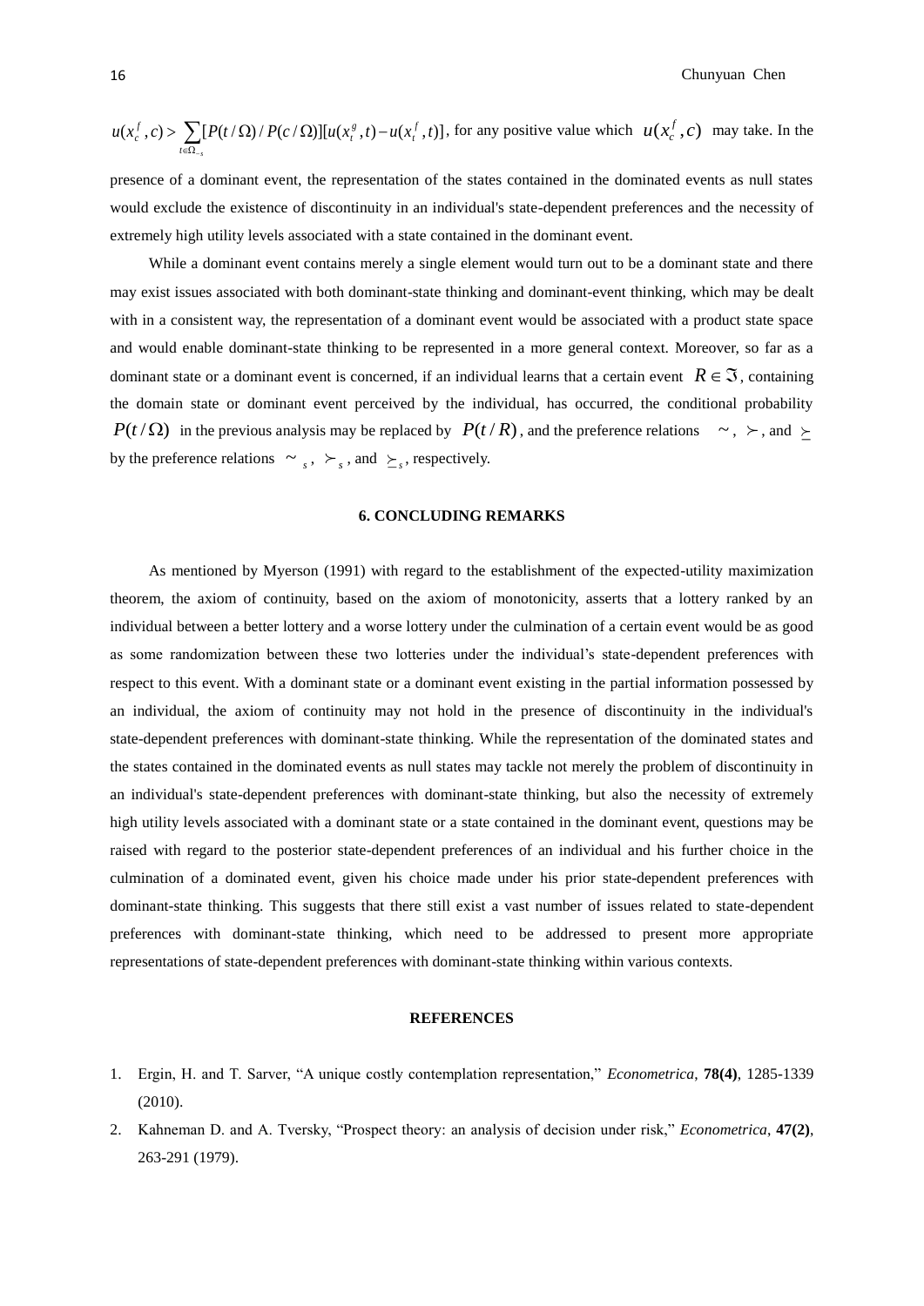$u(x_c^f, c) > \sum_{t \in \Omega_{-s}} [P(t/\Omega)/P(c/\Omega)][u(x_t^g, t) - u(x_t^f, t)]$, for any positive value which $u(x_c^f, c)$ may take. In the presence of a dominant event, the representation of the states contained in the dominated events as null states would exclude the existence of discontinuity in an individual's state-dependent preferences and the necessity of extremely high utility levels associated with a state contained in the dominant event.

While a dominant event contains merely a single element would turn out to be a dominant state and there may exist issues associated with both dominant-state thinking and dominant-event thinking, which may be dealt with in a consistent way, the representation of a dominant event would be associated with a product state space and would enable dominant-state thinking to be represented in a more general context. Moreover, so far as a dominant state or a dominant event is concerned, if an individual learns that a certain event $R \in \Im$, containing the domain state or dominant event perceived by the individual, has occurred, the conditional probability $P(t/\Omega)$ in the previous analysis may be replaced by $P(t/R)$, and the preference relations $\sim$, $\succ$, and $\succeq$ by the preference relations $\sim_s$, $\succ_s$, and $\succeq_s$, respectively.

## 6. CONCLUDING REMARKS

As mentioned by Myerson (1991) with regard to the establishment of the expected-utility maximization theorem, the axiom of continuity, based on the axiom of monotonicity, asserts that a lottery ranked by an individual between a better lottery and a worse lottery under the culmination of a certain event would be as good as some randomization between these two lotteries under the individual's state-dependent preferences with respect to this event. With a dominant state or a dominant event existing in the partial information possessed by an individual, the axiom of continuity may not hold in the presence of discontinuity in the individual's state-dependent preferences with dominant-state thinking. While the representation of the dominated states and the states contained in the dominated events as null states may tackle not merely the problem of discontinuity in an individual's state-dependent preferences with dominant-state thinking, but also the necessity of extremely high utility levels associated with a dominant state or a state contained in the dominant event, questions may be raised with regard to the posterior state-dependent preferences of an individual and his further choice in the culmination of a dominated event, given his choice made under his prior state-dependent preferences with dominant-state thinking. This suggests that there still exist a vast number of issues related to state-dependent preferences with dominant-state thinking, which need to be addressed to present more appropriate representations of state-dependent preferences with dominant-state thinking within various contexts.

## REFERENCES

1. Ergin, H. and T. Sarver, "A unique costly contemplation representation," *Econometrica*, **78(4)**, 1285-1339 (2010).
2. Kahneman D. and A. Tversky, "Prospect theory: an analysis of decision under risk," *Econometrica*, **47(2)**, 263-291 (1979).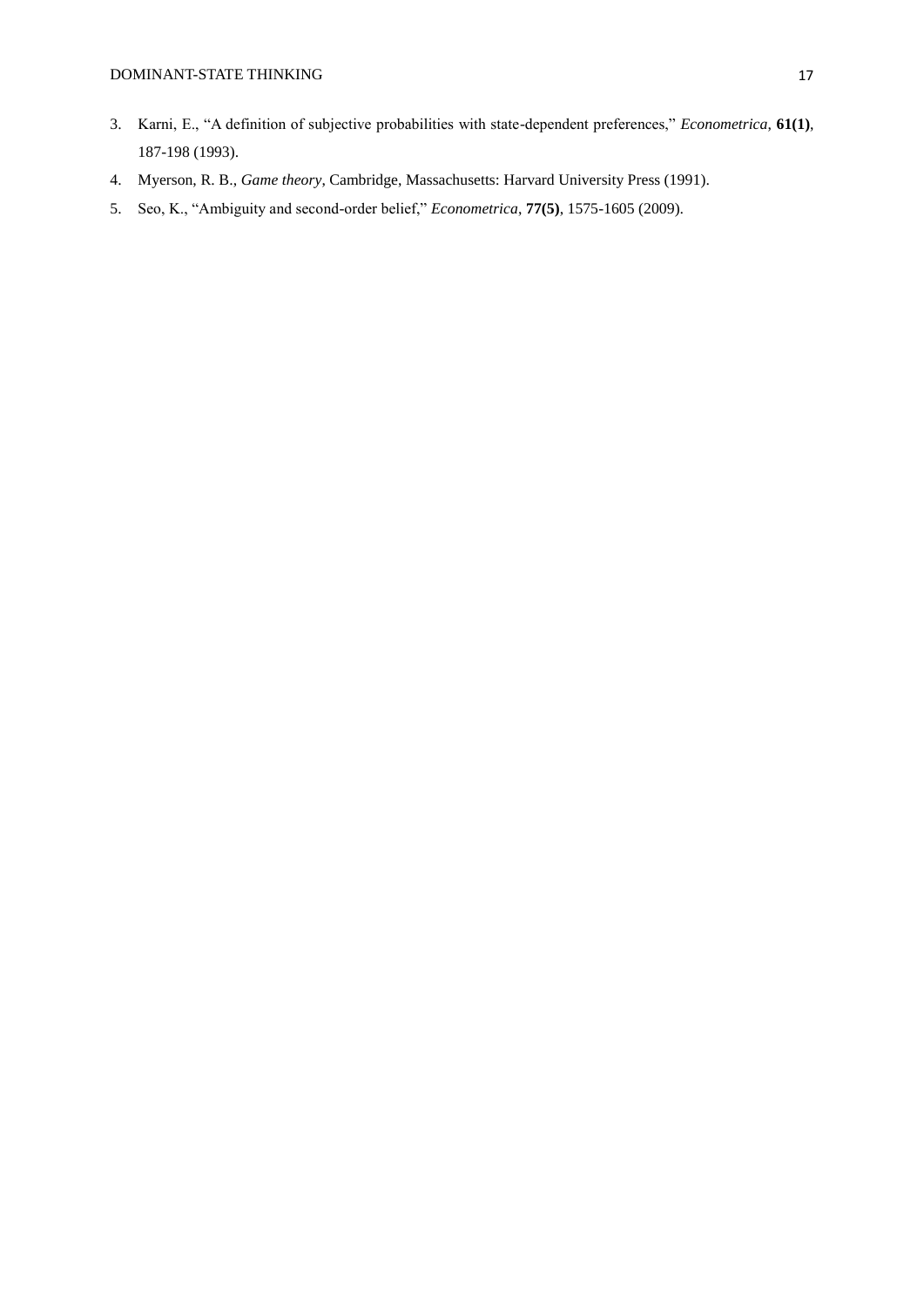3. Karni, E., "A definition of subjective probabilities with state-dependent preferences," *Econometrica*, **61(1)**, 187-198 (1993).
4. Myerson, R. B., *Game theory*, Cambridge, Massachusetts: Harvard University Press (1991).
5. Seo, K., "Ambiguity and second-order belief," *Econometrica*, **77(5)**, 1575-1605 (2009).